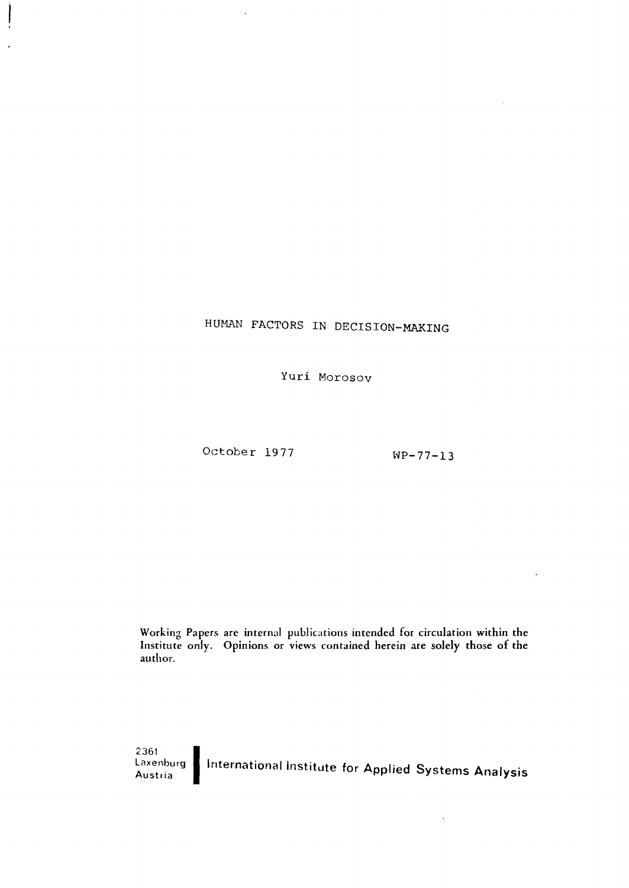# HUMAN FACTORS IN DECISION-MAKING

Yuri Morosov

October 1977 WP-77-13

Working Papers are internal publications intended for circulation within the Institute only. Opinions or views contained herein are solely those of the author.

2361
Laxenburg
Austria

International Institute for Applied Systems Analysis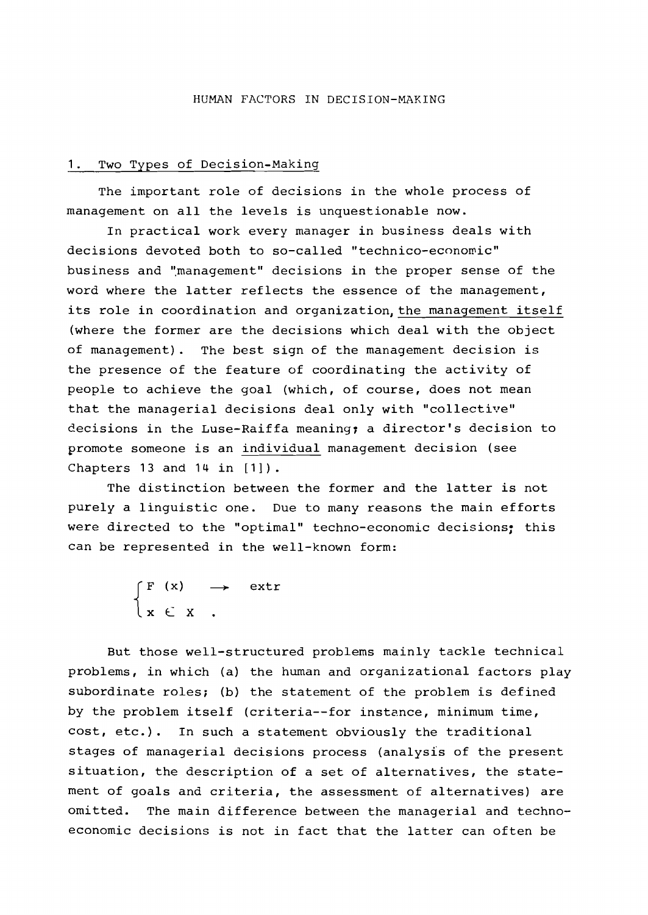HUMAN FACTORS IN DECISION-MAKING

## 1. Two Types of Decision-Making

The important role of decisions in the whole process of management on all the levels is unquestionable now.

In practical work every manager in business deals with decisions devoted both to so-called "technico-economic" business and "management" decisions in the proper sense of the word where the latter reflects the essence of the management, its role in coordination and organization, the management itself (where the former are the decisions which deal with the object of management). The best sign of the management decision is the presence of the feature of coordinating the activity of people to achieve the goal (which, of course, does not mean that the managerial decisions deal only with "collective" decisions in the Luse-Raiffa meaning; a director's decision to promote someone is an *individual* management decision (see Chapters 13 and 14 in [1]).

The distinction between the former and the latter is not purely a linguistic one. Due to many reasons the main efforts were directed to the "optimal" techno-economic decisions; this can be represented in the well-known form:

$$\begin{cases} F(x) \longrightarrow \text{extr} \\ x \in X \end{cases}.$$

But those well-structured problems mainly tackle technical problems, in which (a) the human and organizational factors play subordinate roles; (b) the statement of the problem is defined by the problem itself (criteria--for instance, minimum time, cost, etc.). In such a statement obviously the traditional stages of managerial decisions process (analysis of the present situation, the description of a set of alternatives, the statement of goals and criteria, the assessment of alternatives) are omitted. The main difference between the managerial and techno-economic decisions is not in fact that the latter can often be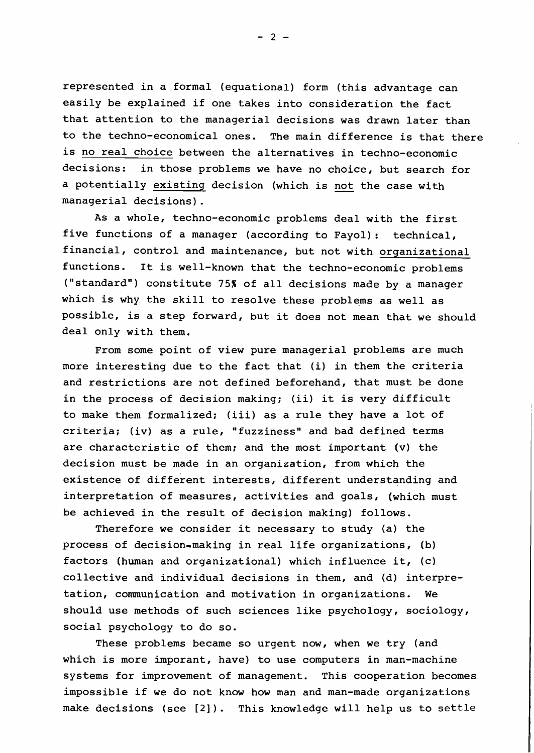represented in a formal (equational) form (this advantage can easily be explained if one takes into consideration the fact that attention to the managerial decisions was drawn later than to the techno-economical ones. The main difference is that there is <u>no real choice</u> between the alternatives in techno-economic decisions: in those problems we have no choice, but search for a potentially <u>existing</u> decision (which is <u>not</u> the case with managerial decisions).

As a whole, techno-economic problems deal with the first five functions of a manager (according to Fayol): technical, financial, control and maintenance, but not with <u>organizational</u> functions. It is well-known that the techno-economic problems ("standard") constitute 75% of all decisions made by a manager which is why the skill to resolve these problems as well as possible, is a step forward, but it does not mean that we should deal only with them.

From some point of view pure managerial problems are much more interesting due to the fact that (i) in them the criteria and restrictions are not defined beforehand, that must be done in the process of decision making; (ii) it is very difficult to make them formalized; (iii) as a rule they have a lot of criteria; (iv) as a rule, "fuzziness" and bad defined terms are characteristic of them; and the most important (v) the decision must be made in an organization, from which the existence of different interests, different understanding and interpretation of measures, activities and goals, (which must be achieved in the result of decision making) follows.

Therefore we consider it necessary to study (a) the process of decision-making in real life organizations, (b) factors (human and organizational) which influence it, (c) collective and individual decisions in them, and (d) interpretation, communication and motivation in organizations. We should use methods of such sciences like psychology, sociology, social psychology to do so.

These problems became so urgent now, when we try (and which is more imporant, have) to use computers in man-machine systems for improvement of management. This cooperation becomes impossible if we do not know how man and man-made organizations make decisions (see [2]). This knowledge will help us to settle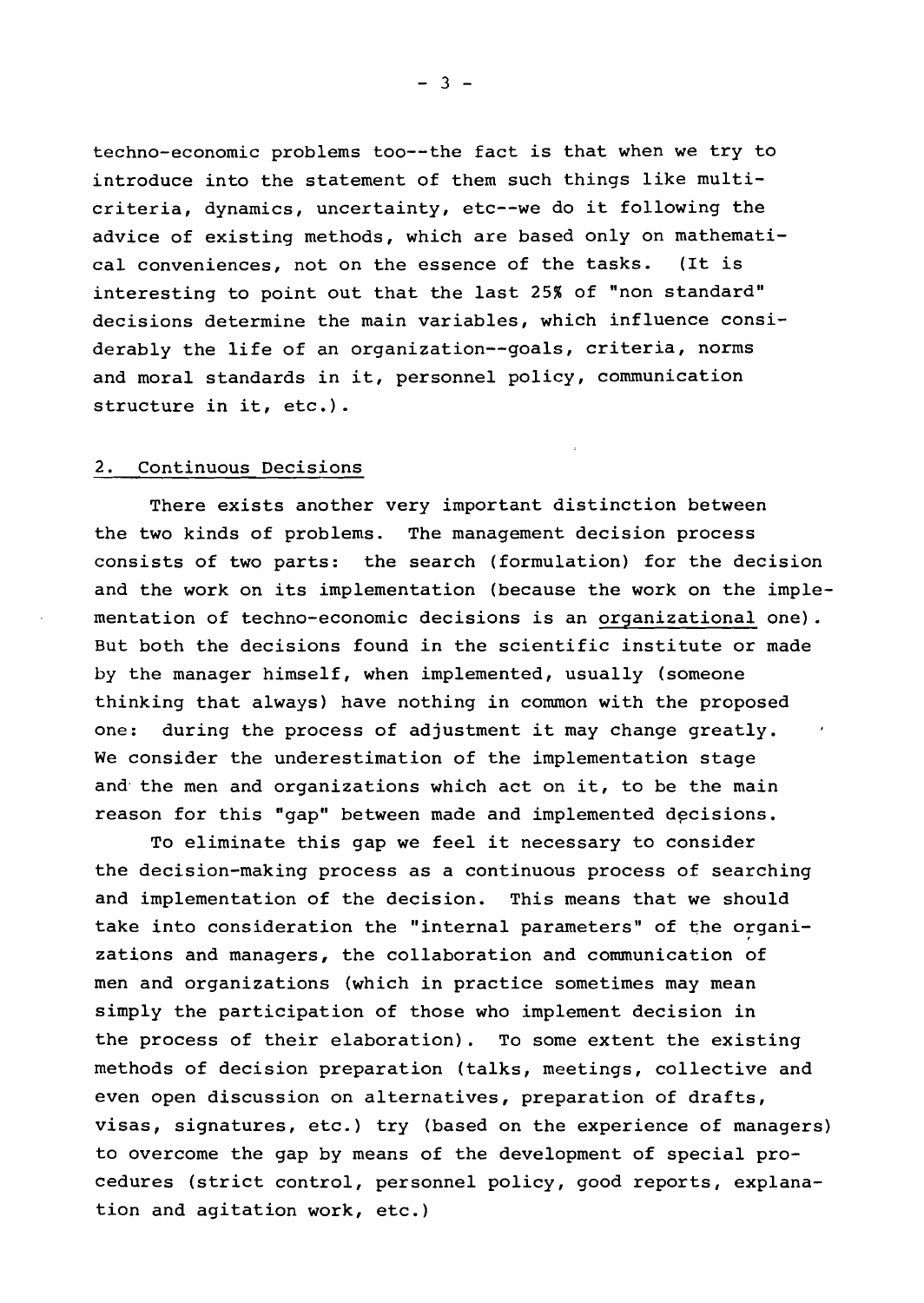techno-economic problems too--the fact is that when we try to introduce into the statement of them such things like multi-criteria, dynamics, uncertainty, etc--we do it following the advice of existing methods, which are based only on mathematical conveniences, not on the essence of the tasks. (It is interesting to point out that the last 25% of "non standard" decisions determine the main variables, which influence considerably the life of an organization--goals, criteria, norms and moral standards in it, personnel policy, communication structure in it, etc.).

## 2. Continuous Decisions

There exists another very important distinction between the two kinds of problems. The management decision process consists of two parts: the search (formulation) for the decision and the work on its implementation (because the work on the implementation of techno-economic decisions is an organizational one). But both the decisions found in the scientific institute or made by the manager himself, when implemented, usually (someone thinking that always) have nothing in common with the proposed one: during the process of adjustment it may change greatly. We consider the underestimation of the implementation stage and the men and organizations which act on it, to be the main reason for this "gap" between made and implemented decisions.

To eliminate this gap we feel it necessary to consider the decision-making process as a continuous process of searching and implementation of the decision. This means that we should take into consideration the "internal parameters" of the organizations and managers, the collaboration and communication of men and organizations (which in practice sometimes may mean simply the participation of those who implement decision in the process of their elaboration). To some extent the existing methods of decision preparation (talks, meetings, collective and even open discussion on alternatives, preparation of drafts, visas, signatures, etc.) try (based on the experience of managers) to overcome the gap by means of the development of special procedures (strict control, personnel policy, good reports, explanation and agitation work, etc.)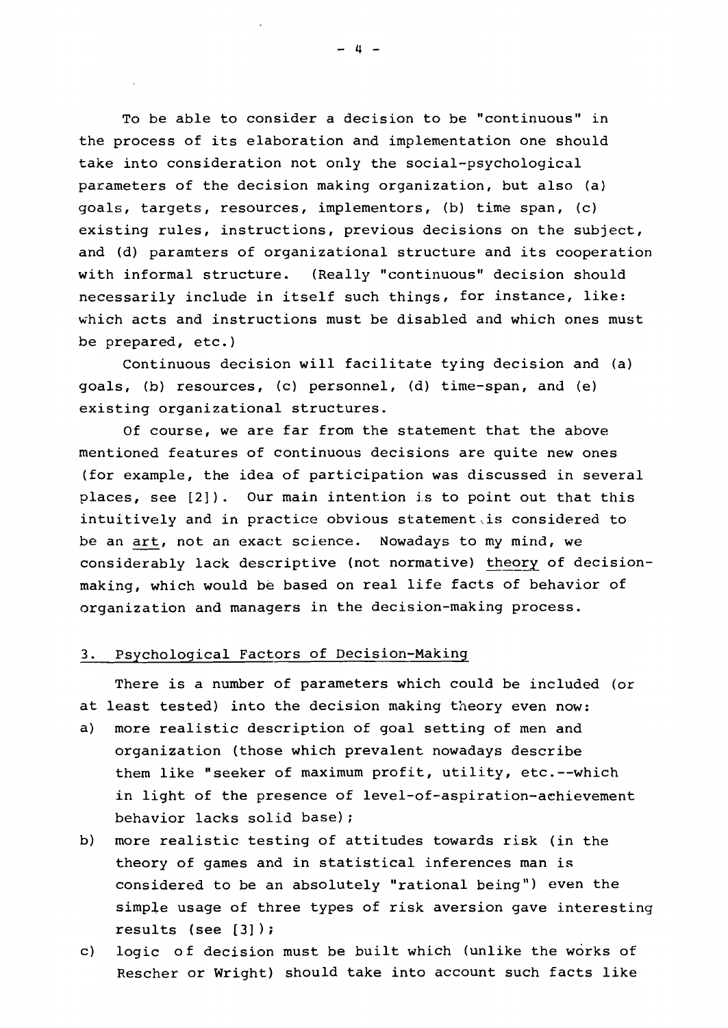To be able to consider a decision to be "continuous" in the process of its elaboration and implementation one should take into consideration not only the social-psychological parameters of the decision making organization, but also (a) goals, targets, resources, implementors, (b) time span, (c) existing rules, instructions, previous decisions on the subject, and (d) paramters of organizational structure and its cooperation with informal structure. (Really "continuous" decision should necessarily include in itself such things, for instance, like: which acts and instructions must be disabled and which ones must be prepared, etc.)

Continuous decision will facilitate tying decision and (a) goals, (b) resources, (c) personnel, (d) time-span, and (e) existing organizational structures.

Of course, we are far from the statement that the above mentioned features of continuous decisions are quite new ones (for example, the idea of participation was discussed in several places, see [2]). Our main intention is to point out that this intuitively and in practice obvious statement is considered to be an art, not an exact science. Nowadays to my mind, we considerably lack descriptive (not normative) theory of decision-making, which would be based on real life facts of behavior of organization and managers in the decision-making process.

## 3. Psychological Factors of Decision-Making

There is a number of parameters which could be included (or at least tested) into the decision making theory even now:

a) more realistic description of goal setting of men and organization (those which prevalent nowadays describe them like "seeker of maximum profit, utility, etc.--which in light of the presence of level-of-aspiration-achievement behavior lacks solid base);
b) more realistic testing of attitudes towards risk (in the theory of games and in statistical inferences man is considered to be an absolutely "rational being") even the simple usage of three types of risk aversion gave interesting results (see [3]);
c) logic of decision must be built which (unlike the works of Rescher or Wright) should take into account such facts like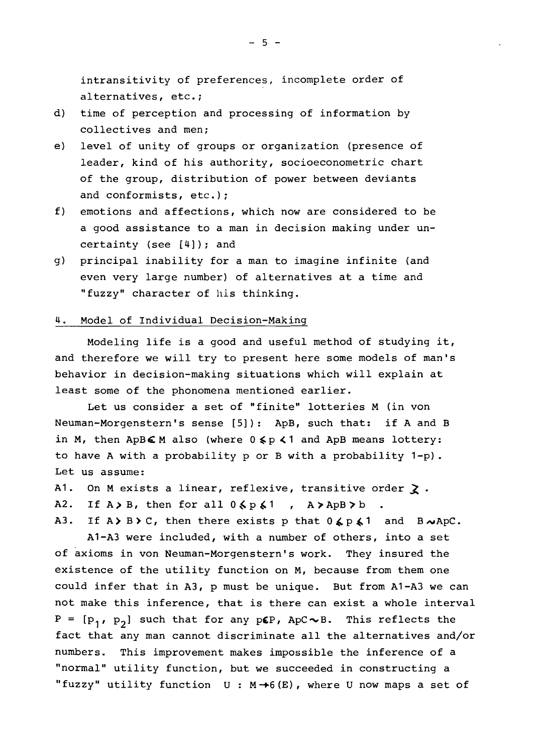intransitivity of preferences, incomplete order of alternatives, etc.;

d) time of perception and processing of information by collectives and men;

e) level of unity of groups or organization (presence of leader, kind of his authority, socioeconometric chart of the group, distribution of power between deviants and conformists, etc.);

f) emotions and affections, which now are considered to be a good assistance to a man in decision making under uncertainty (see [4]); and

g) principal inability for a man to imagine infinite (and even very large number) of alternatives at a time and "fuzzy" character of his thinking.

## 4. Model of Individual Decision-Making

Modeling life is a good and useful method of studying it, and therefore we will try to present here some models of man's behavior in decision-making situations which will explain at least some of the phonomena mentioned earlier.

Let us consider a set of "finite" lotteries M (in von Neuman-Morgenstern's sense [5]): ApB, such that: if A and B in M, then $ApB \in M$ also (where $0 \leqslant p < 1$ and ApB means lottery: to have A with a probability p or B with a probability 1-p). Let us assume:

A1. On M exists a linear, reflexive, transitive order $\succsim$.

A2. If $A \succ B$, then for all $0 \leqslant p \leqslant 1$ , $A \succ ApB \succ b$ .

A3. If $A \succ B \succ C$, then there exists p that $0 \leqslant p \leqslant 1$ and $B \sim ApC$.

A1-A3 were included, with a number of others, into a set of axioms in von Neuman-Morgenstern's work. They insured the existence of the utility function on M, because from them one could infer that in A3, p must be unique. But from A1-A3 we can not make this inference, that is there can exist a whole interval $P = [p_1, p_2]$ such that for any $p \in P$, $ApC \sim B$. This reflects the fact that any man cannot discriminate all the alternatives and/or numbers. This improvement makes impossible the inference of a "normal" utility function, but we succeeded in constructing a "fuzzy" utility function $U : M \to 6(E)$, where U now maps a set of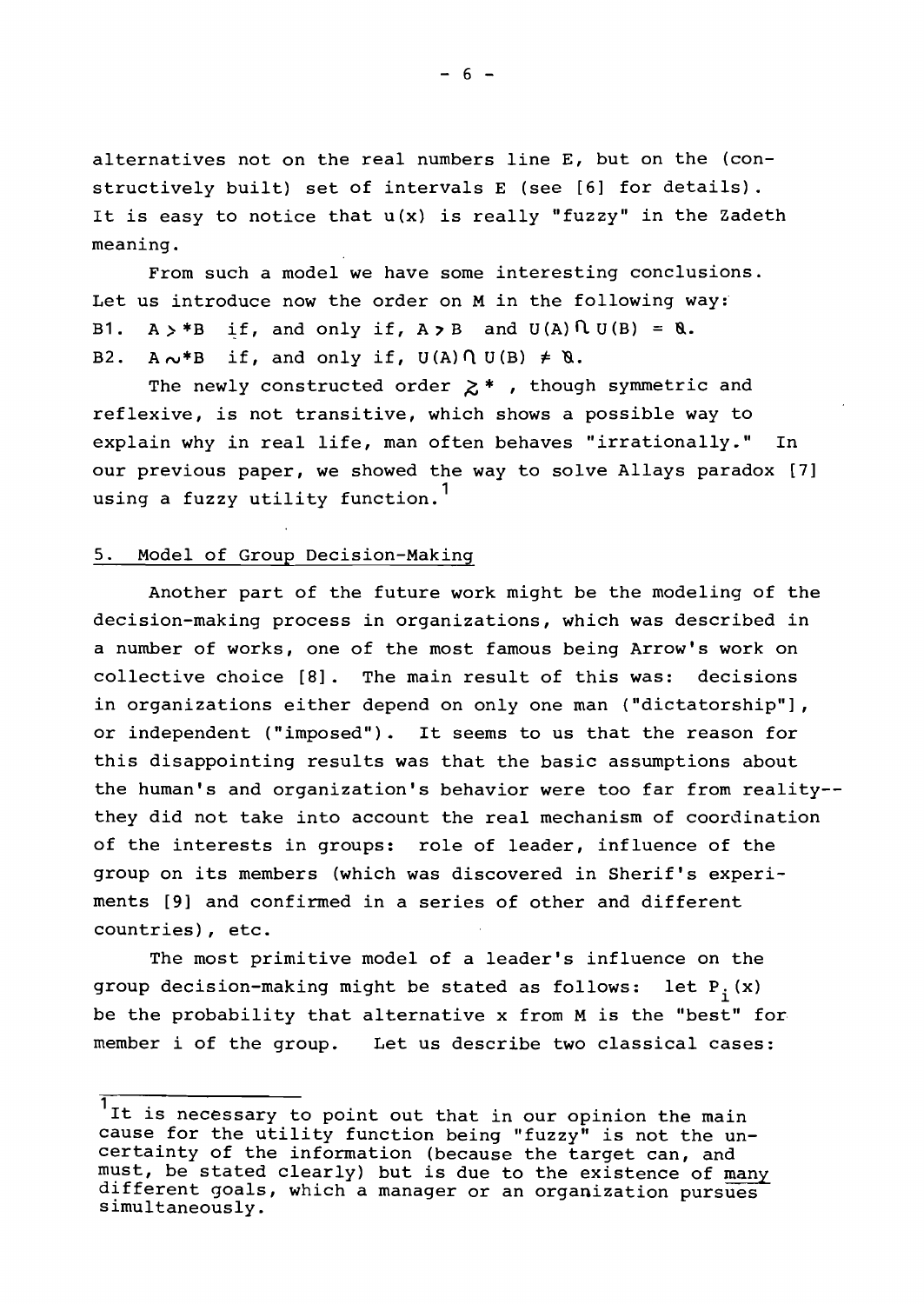alternatives not on the real numbers line E, but on the (constructively built) set of intervals E (see [6] for details). It is easy to notice that u(x) is really "fuzzy" in the Zadeth meaning.

From such a model we have some interesting conclusions. Let us introduce now the order on M in the following way:

B1. $A >^* B$ if, and only if, $A > B$ and $U(A) \cap U(B) = \emptyset$.

B2. $A \sim^* B$ if, and only if, $U(A) \cap U(B) \neq \emptyset$.

The newly constructed order $\gtrsim^*$, though symmetric and reflexive, is not transitive, which shows a possible way to explain why in real life, man often behaves "irrationally." In our previous paper, we showed the way to solve Allays paradox [7] using a fuzzy utility function.[1]

## 5. Model of Group Decision-Making

Another part of the future work might be the modeling of the decision-making process in organizations, which was described in a number of works, one of the most famous being Arrow's work on collective choice [8]. The main result of this was: decisions in organizations either depend on only one man ("dictatorship"], or independent ("imposed"). It seems to us that the reason for this disappointing results was that the basic assumptions about the human's and organization's behavior were too far from reality--they did not take into account the real mechanism of coordination of the interests in groups: role of leader, influence of the group on its members (which was discovered in Sherif's experiments [9] and confirmed in a series of other and different countries), etc.

The most primitive model of a leader's influence on the group decision-making might be stated as follows: let $P_i(x)$ be the probability that alternative x from M is the "best" for member i of the group. Let us describe two classical cases:

---

[1] It is necessary to point out that in our opinion the main cause for the utility function being "fuzzy" is not the uncertainty of the information (because the target can, and must, be stated clearly) but is due to the existence of many different goals, which a manager or an organization pursues simultaneously.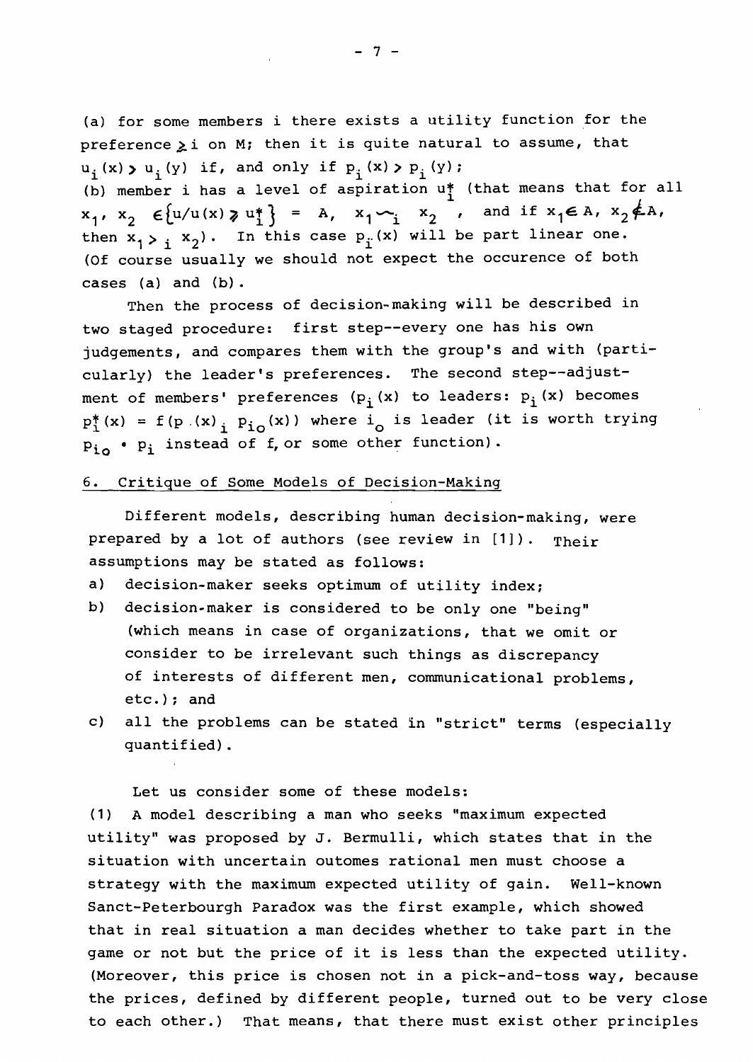(a) for some members i there exists a utility function for the preference $\succsim i$ on M; then it is quite natural to assume, that $u_i(x) > u_i(y)$ if, and only if $p_i(x) > p_i(y)$;
(b) member i has a level of aspiration $u_i^*$ (that means that for all $x_1, x_2 \in \{u/u(x) \geqslant u_i^*\} = A$, $x_1 \sim_i x_2$, and if $x_1 \in A$, $x_2 \notin A$, then $x_1 >_i x_2$). In this case $p_i(x)$ will be part linear one. (Of course usually we should not expect the occurence of both cases (a) and (b).

Then the process of decision-making will be described in two staged procedure: first step--every one has his own judgements, and compares them with the group's and with (particularly) the leader's preferences. The second step--adjustment of members' preferences ($p_i(x)$ to leaders: $p_i(x)$ becomes $p_i^*(x) = f(p_i(x), p_{i_o}(x))$ where $i_o$ is leader (it is worth trying $p_{i_o} \cdot p_i$ instead of f, or some other function).

## 6. Critique of Some Models of Decision-Making

Different models, describing human decision-making, were prepared by a lot of authors (see review in [1]). Their assumptions may be stated as follows:

a) decision-maker seeks optimum of utility index;
b) decision-maker is considered to be only one "being" (which means in case of organizations, that we omit or consider to be irrelevant such things as discrepancy of interests of different men, communicational problems, etc.); and
c) all the problems can be stated in "strict" terms (especially quantified).

Let us consider some of these models:

(1) A model describing a man who seeks "maximum expected utility" was proposed by J. Bermulli, which states that in the situation with uncertain outomes rational men must choose a strategy with the maximum expected utility of gain. Well-known Sanct-Peterbourgh Paradox was the first example, which showed that in real situation a man decides whether to take part in the game or not but the price of it is less than the expected utility. (Moreover, this price is chosen not in a pick-and-toss way, because the prices, defined by different people, turned out to be very close to each other.) That means, that there must exist other principles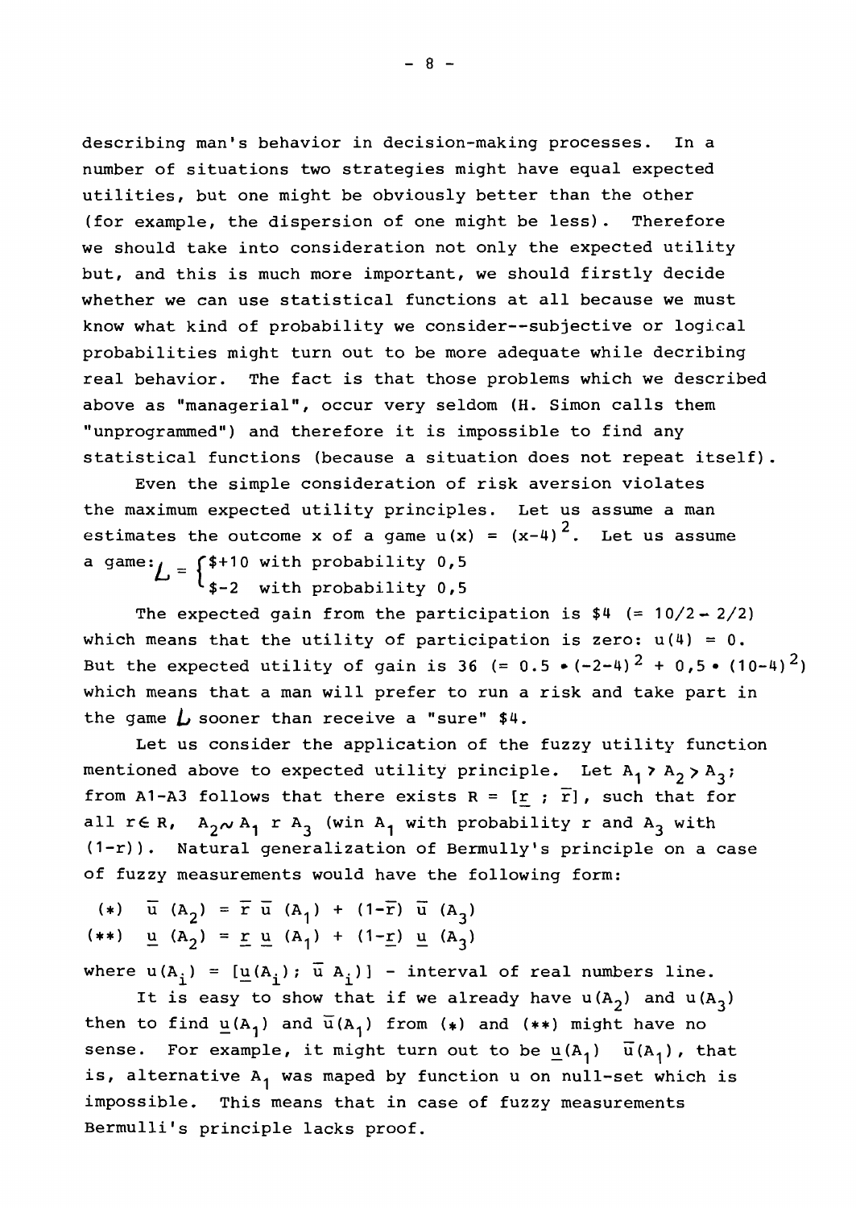describing man's behavior in decision-making processes. In a number of situations two strategies might have equal expected utilities, but one might be obviously better than the other (for example, the dispersion of one might be less). Therefore we should take into consideration not only the expected utility but, and this is much more important, we should firstly decide whether we can use statistical functions at all because we must know what kind of probability we consider--subjective or logical probabilities might turn out to be more adequate while decribing real behavior. The fact is that those problems which we described above as "managerial", occur very seldom (H. Simon calls them "unprogrammed") and therefore it is impossible to find any statistical functions (because a situation does not repeat itself).

Even the simple consideration of risk aversion violates the maximum expected utility principles. Let us assume a man estimates the outcome x of a game $u(x) = (x-4)^2$. Let us assume a game: $L = \begin{cases} \$+10 \text{ with probability } 0,5 \\ \$-2 \text{ with probability } 0,5 \end{cases}$

The expected gain from the participation is \$4 (= $10/2 - 2/2$) which means that the utility of participation is zero: $u(4) = 0$. But the expected utility of gain is 36 (= $0.5 \cdot (-2-4)^2 + 0,5 \cdot (10-4)^2$) which means that a man will prefer to run a risk and take part in the game $L$ sooner than receive a "sure" \$4.

Let us consider the application of the fuzzy utility function mentioned above to expected utility principle. Let $A_1 > A_2 > A_3$; from A1-A3 follows that there exists $R = [\underline{r} \,;\, \overline{r}]$, such that for all $r \in R$, $A_2 \sim A_1 \; r \; A_3$ (win $A_1$ with probability r and $A_3$ with (1-r)). Natural generalization of Bermully's principle on a case of fuzzy measurements would have the following form:

(*) $\overline{u}(A_2) = \overline{r}\,\overline{u}(A_1) + (1-\overline{r})\,\overline{u}(A_3)$

(**) $\underline{u}(A_2) = \underline{r}\,\underline{u}(A_1) + (1-\underline{r})\,\underline{u}(A_3)$

where $u(A_i) = [\underline{u}(A_i); \overline{u}\, A_i)]$ - interval of real numbers line.

It is easy to show that if we already have $u(A_2)$ and $u(A_3)$ then to find $\underline{u}(A_1)$ and $\overline{u}(A_1)$ from (*) and (**) might have no sense. For example, it might turn out to be $\underline{u}(A_1)$ $\overline{u}(A_1)$, that is, alternative $A_1$ was maped by function u on null-set which is impossible. This means that in case of fuzzy measurements Bermulli's principle lacks proof.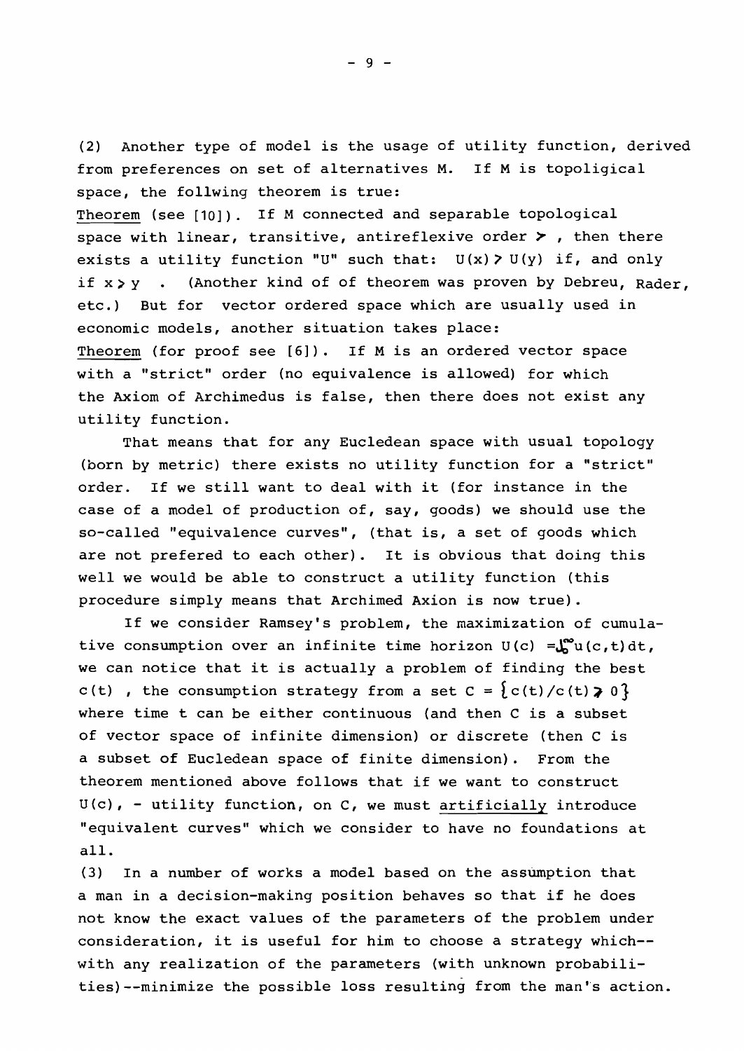(2) Another type of model is the usage of utility function, derived from preferences on set of alternatives M. If M is topoligical space, the follwing theorem is true:

Theorem (see [10]). If M connected and separable topological space with linear, transitive, antireflexive order $\succ$, then there exists a utility function "U" such that: $U(x) > U(y)$ if, and only if $x \succ y$. (Another kind of of theorem was proven by Debreu, Rader, etc.) But for vector ordered space which are usually used in economic models, another situation takes place:

Theorem (for proof see [6]). If M is an ordered vector space with a "strict" order (no equivalence is allowed) for which the Axiom of Archimedus is false, then there does not exist any utility function.

That means that for any Eucledean space with usual topology (born by metric) there exists no utility function for a "strict" order. If we still want to deal with it (for instance in the case of a model of production of, say, goods) we should use the so-called "equivalence curves", (that is, a set of goods which are not prefered to each other). It is obvious that doing this well we would be able to construct a utility function (this procedure simply means that Archimed Axion is now true).

If we consider Ramsey's problem, the maximization of cumulative consumption over an infinite time horizon $U(c) = \int_0^\infty u(c,t)dt$, we can notice that it is actually a problem of finding the best $c(t)$, the consumption strategy from a set $C = \{c(t)/c(t) \geq 0\}$ where time t can be either continuous (and then C is a subset of vector space of infinite dimension) or discrete (then C is a subset of Eucledean space of finite dimension). From the theorem mentioned above follows that if we want to construct $U(c)$, - utility function, on C, we must artificially introduce "equivalent curves" which we consider to have no foundations at all.

(3) In a number of works a model based on the assumption that a man in a decision-making position behaves so that if he does not know the exact values of the parameters of the problem under consideration, it is useful for him to choose a strategy which--with any realization of the parameters (with unknown probabilities)--minimize the possible loss resulting from the man's action.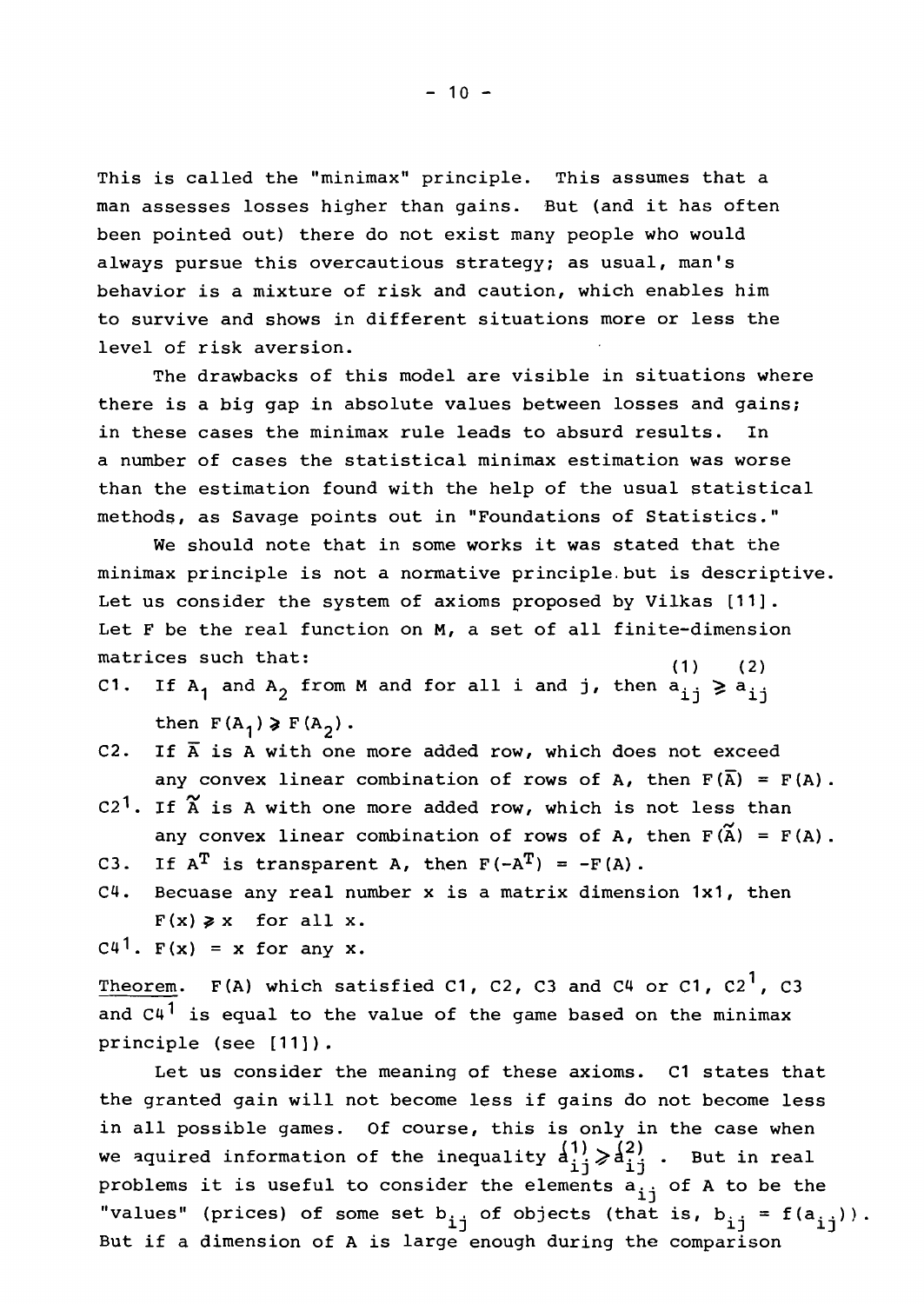This is called the "minimax" principle. This assumes that a man assesses losses higher than gains. But (and it has often been pointed out) there do not exist many people who would always pursue this overcautious strategy; as usual, man's behavior is a mixture of risk and caution, which enables him to survive and shows in different situations more or less the level of risk aversion.

The drawbacks of this model are visible in situations where there is a big gap in absolute values between losses and gains; in these cases the minimax rule leads to absurd results. In a number of cases the statistical minimax estimation was worse than the estimation found with the help of the usual statistical methods, as Savage points out in "Foundations of Statistics."

We should note that in some works it was stated that the minimax principle is not a normative principle but is descriptive. Let us consider the system of axioms proposed by Vilkas [11]. Let F be the real function on M, a set of all finite-dimension matrices such that:

C1. If $A_1$ and $A_2$ from M and for all i and j, then $a_{ij}^{(1)} \geqslant a_{ij}^{(2)}$ then $F(A_1) \geqslant F(A_2)$.

C2. If $\bar{A}$ is A with one more added row, which does not exceed any convex linear combination of rows of A, then $F(\bar{A}) = F(A)$.

C2[1]. If $\tilde{A}$ is A with one more added row, which is not less than any convex linear combination of rows of A, then $F(\tilde{A}) = F(A)$.

C3. If $A^T$ is transparent A, then $F(-A^T) = -F(A)$.

C4. Becuase any real number x is a matrix dimension 1x1, then $F(x) \geqslant x$ for all x.

C4[1]. $F(x) = x$ for any x.

Theorem. F(A) which satisfied C1, C2, C3 and C4 or C1, C2[1], C3 and C4[1] is equal to the value of the game based on the minimax principle (see [11]).

Let us consider the meaning of these axioms. C1 states that the granted gain will not become less if gains do not become less in all possible games. Of course, this is only in the case when we aquired information of the inequality $a_{ij}^{(1)} \geqslant a_{ij}^{(2)}$. But in real problems it is useful to consider the elements $a_{ij}$ of A to be the "values" (prices) of some set $b_{ij}$ of objects (that is, $b_{ij} = f(a_{ij})$). But if a dimension of A is large enough during the comparison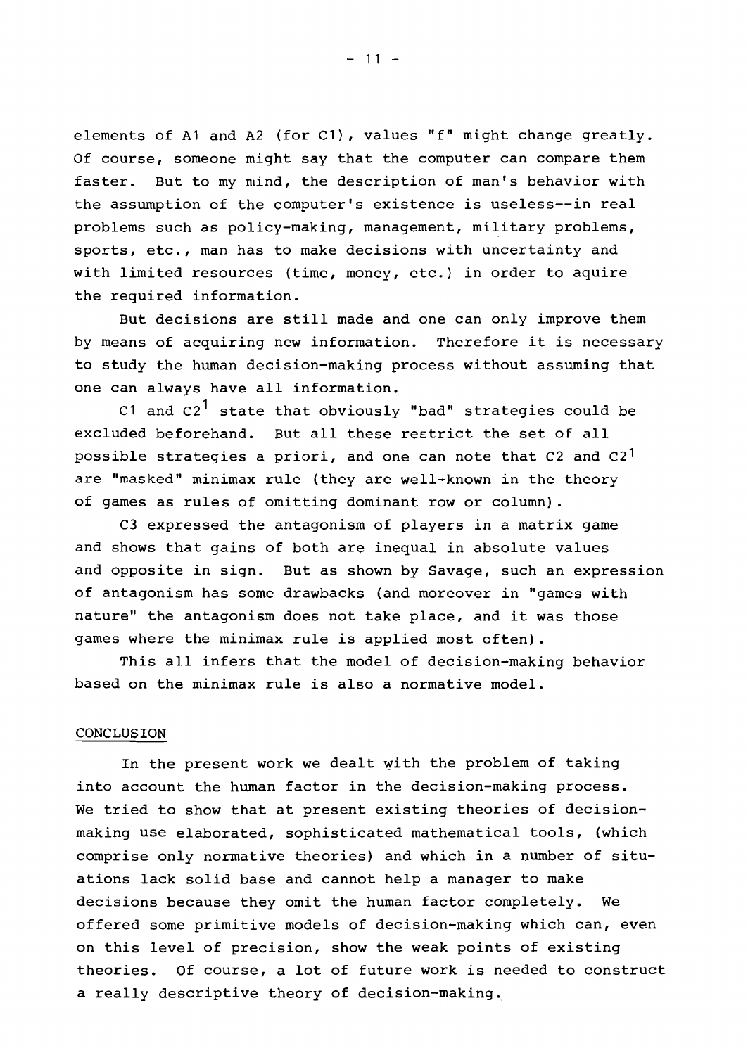elements of A1 and A2 (for C1), values "f" might change greatly. Of course, someone might say that the computer can compare them faster. But to my mind, the description of man's behavior with the assumption of the computer's existence is useless--in real problems such as policy-making, management, military problems, sports, etc., man has to make decisions with uncertainty and with limited resources (time, money, etc.) in order to aquire the required information.

But decisions are still made and one can only improve them by means of acquiring new information. Therefore it is necessary to study the human decision-making process without assuming that one can always have all information.

C1 and $C2^1$ state that obviously "bad" strategies could be excluded beforehand. But all these restrict the set of all possible strategies a priori, and one can note that C2 and $C2^1$ are "masked" minimax rule (they are well-known in the theory of games as rules of omitting dominant row or column).

C3 expressed the antagonism of players in a matrix game and shows that gains of both are inequal in absolute values and opposite in sign. But as shown by Savage, such an expression of antagonism has some drawbacks (and moreover in "games with nature" the antagonism does not take place, and it was those games where the minimax rule is applied most often).

This all infers that the model of decision-making behavior based on the minimax rule is also a normative model.

## CONCLUSION

In the present work we dealt with the problem of taking into account the human factor in the decision-making process. We tried to show that at present existing theories of decision-making use elaborated, sophisticated mathematical tools, (which comprise only normative theories) and which in a number of situations lack solid base and cannot help a manager to make decisions because they omit the human factor completely. We offered some primitive models of decision-making which can, even on this level of precision, show the weak points of existing theories. Of course, a lot of future work is needed to construct a really descriptive theory of decision-making.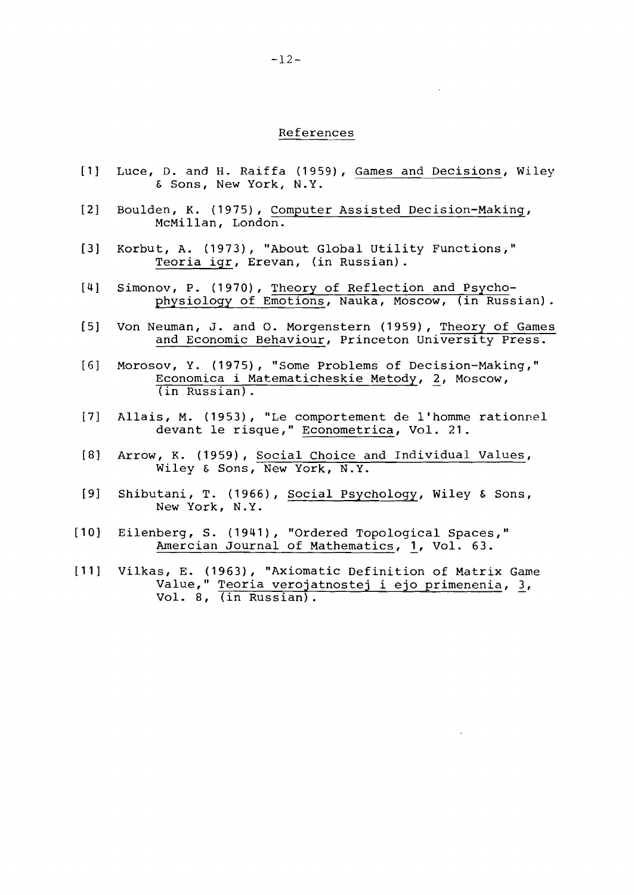## References

[1] Luce, D. and H. Raiffa (1959), Games and Decisions, Wiley & Sons, New York, N.Y.

[2] Boulden, K. (1975), Computer Assisted Decision-Making, McMillan, London.

[3] Korbut, A. (1973), "About Global Utility Functions," Teoria igr, Erevan, (in Russian).

[4] Simonov, P. (1970), Theory of Reflection and Psychophysiology of Emotions, Nauka, Moscow, (in Russian).

[5] Von Neuman, J. and O. Morgenstern (1959), Theory of Games and Economic Behaviour, Princeton University Press.

[6] Morosov, Y. (1975), "Some Problems of Decision-Making," Economica i Matematicheskie Metody, 2, Moscow, (in Russian).

[7] Allais, M. (1953), "Le comportement de l'homme rationnel devant le risque," Econometrica, Vol. 21.

[8] Arrow, K. (1959), Social Choice and Individual Values, Wiley & Sons, New York, N.Y.

[9] Shibutani, T. (1966), Social Psychology, Wiley & Sons, New York, N.Y.

[10] Eilenberg, S. (1941), "Ordered Topological Spaces," Amercian Journal of Mathematics, 1, Vol. 63.

[11] Vilkas, E. (1963), "Axiomatic Definition of Matrix Game Value," Teoria verojatnostej i ejo primenenia, 3, Vol. 8, (in Russian).